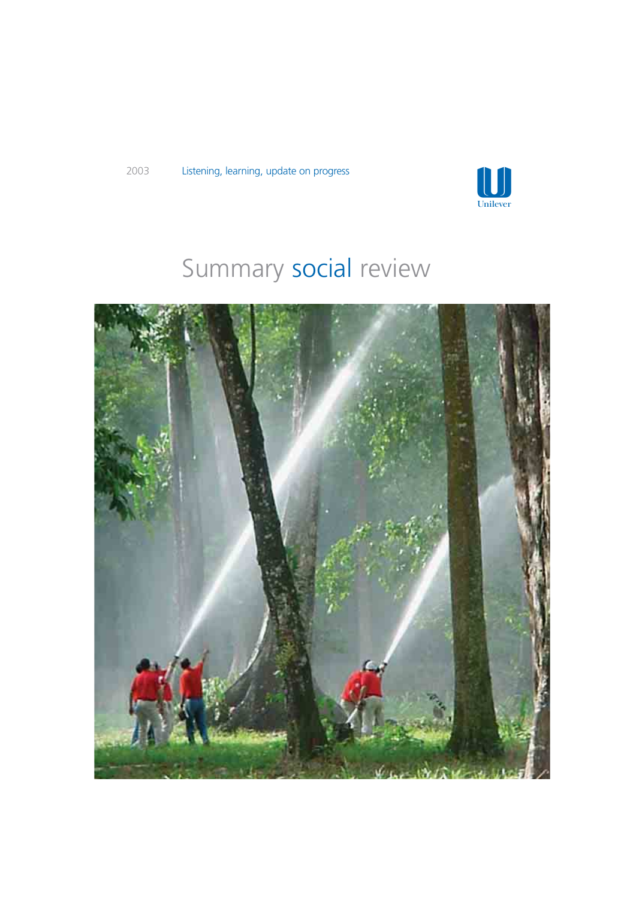2003 Listening, learning, update on progress

Unilever

# Summary social review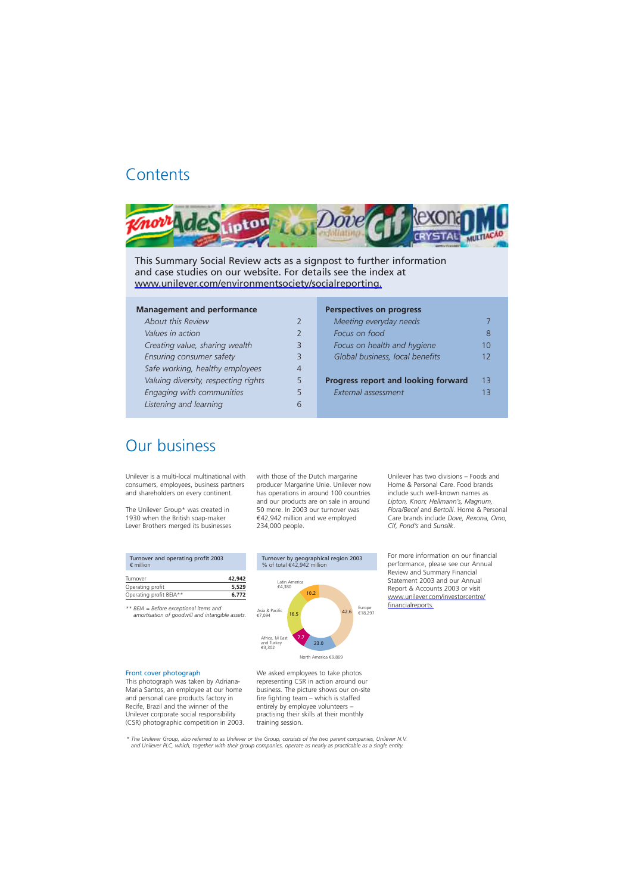# Contents

This Summary Social Review acts as a signpost to further information and case studies on our website. For details see the index at www.unilever.com/environmentsociety/socialreporting.

| Management and performance | |
|---|---|
| *About this Review* | 2 |
| *Values in action* | 2 |
| *Creating value, sharing wealth* | 3 |
| *Ensuring consumer safety* | 3 |
| *Safe working, healthy employees* | 4 |
| *Valuing diversity, respecting rights* | 5 |
| *Engaging with communities* | 5 |
| *Listening and learning* | 6 |

| Perspectives on progress | |
|---|---|
| *Meeting everyday needs* | 7 |
| *Focus on food* | 8 |
| *Focus on health and hygiene* | 10 |
| *Global business, local benefits* | 12 |
| **Progress report and looking forward** | 13 |
| *External assessment* | 13 |

# Our business

Unilever is a multi-local multinational with consumers, employees, business partners and shareholders on every continent.

The Unilever Group* was created in 1930 when the British soap-maker Lever Brothers merged its businesses with those of the Dutch margarine producer Margarine Unie. Unilever now has operations in around 100 countries and our products are on sale in around 50 more. In 2003 our turnover was €42,942 million and we employed 234,000 people.

Unilever has two divisions – Foods and Home & Personal Care. Food brands include such well-known names as *Lipton, Knorr, Hellmann's, Magnum, Flora/Becel* and *Bertolli*. Home & Personal Care brands include *Dove, Rexona, Omo, Cif, Pond's* and *Sunsilk*.

**Turnover and operating profit 2003**
€ million

| | |
|---|---|
| Turnover | **42,942** |
| Operating profit | **5,529** |
| Operating profit BEIA** | **6,772** |

** *BEIA = Before exceptional items and amortisation of goodwill and intangible assets.*

**Turnover by geographical region 2003**
% of total €42,942 million

| Region | % | € million |
|---|---|---|
| Europe | 42.6 | €18,297 |
| North America | 23.0 | €9,869 |
| Africa, M East and Turkey | 7.7 | €3,302 |
| Asia & Pacific | 16.5 | €7,094 |
| Latin America | 10.2 | €4,380 |

For more information on our financial performance, please see our Annual Review and Summary Financial Statement 2003 and our Annual Report & Accounts 2003 or visit www.unilever.com/investorcentre/financialreports.

### Front cover photograph

This photograph was taken by Adriana-Maria Santos, an employee at our home and personal care products factory in Recife, Brazil and the winner of the Unilever corporate social responsibility (CSR) photographic competition in 2003.

We asked employees to take photos representing CSR in action around our business. The picture shows our on-site fire fighting team – which is staffed entirely by employee volunteers – practising their skills at their monthly training session.

* *The Unilever Group, also referred to as Unilever or the Group, consists of the two parent companies, Unilever N.V. and Unilever PLC, which, together with their group companies, operate as nearly as practicable as a single entity.*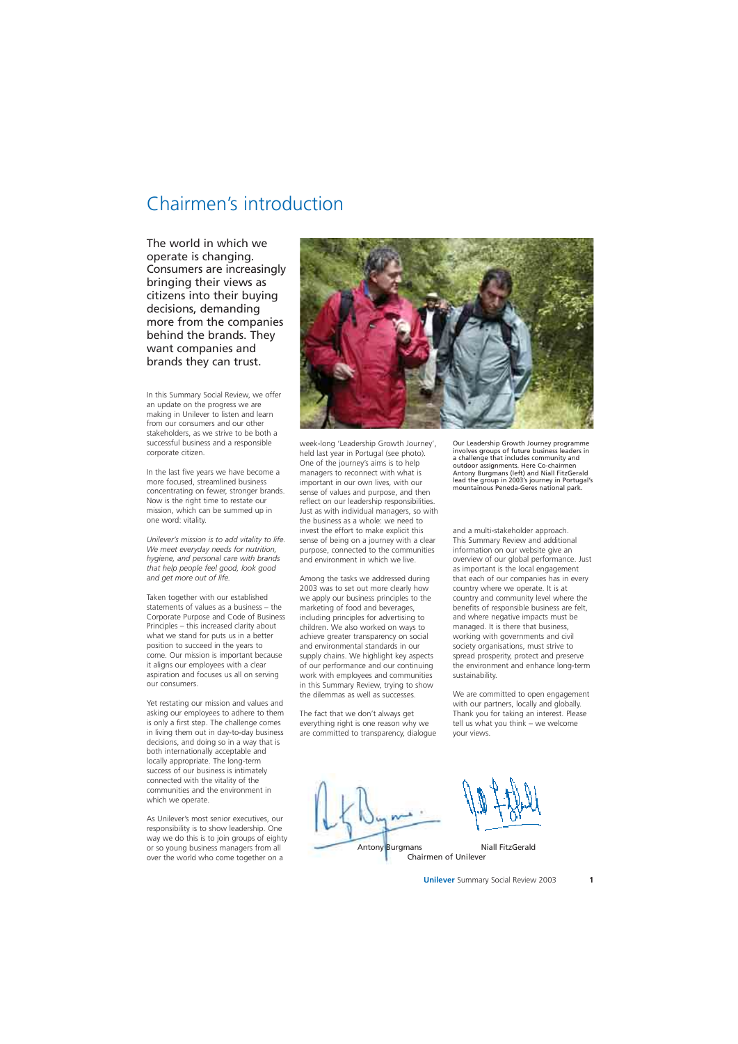# Chairmen's introduction

**The world in which we operate is changing. Consumers are increasingly bringing their views as citizens into their buying decisions, demanding more from the companies behind the brands. They want companies and brands they can trust.**

In this Summary Social Review, we offer an update on the progress we are making in Unilever to listen and learn from our consumers and our other stakeholders, as we strive to be both a successful business and a responsible corporate citizen.

In the last five years we have become a more focused, streamlined business concentrating on fewer, stronger brands. Now is the right time to restate our mission, which can be summed up in one word: vitality.

*Unilever's mission is to add vitality to life. We meet everyday needs for nutrition, hygiene, and personal care with brands that help people feel good, look good and get more out of life.*

Taken together with our established statements of values as a business – the Corporate Purpose and Code of Business Principles – this increased clarity about what we stand for puts us in a better position to succeed in the years to come. Our mission is important because it aligns our employees with a clear aspiration and focuses us all on serving our consumers.

Yet restating our mission and values and asking our employees to adhere to them is only a first step. The challenge comes in living them out in day-to-day business decisions, and doing so in a way that is both internationally acceptable and locally appropriate. The long-term success of our business is intimately connected with the vitality of the communities and the environment in which we operate.

As Unilever's most senior executives, our responsibility is to show leadership. One way we do this is to join groups of eighty or so young business managers from all over the world who come together on a week-long 'Leadership Growth Journey', held last year in Portugal (see photo). One of the journey's aims is to help managers to reconnect with what is important in our own lives, with our sense of values and purpose, and then reflect on our leadership responsibilities. Just as with individual managers, so with the business as a whole: we need to invest the effort to make explicit this sense of being on a journey with a clear purpose, connected to the communities and environment in which we live.

Our Leadership Growth Journey programme involves groups of future business leaders in a challenge that includes community and outdoor assignments. Here Co-chairmen Antony Burgmans (left) and Niall FitzGerald lead the group in 2003's journey in Portugal's mountainous Peneda-Geres national park.

Among the tasks we addressed during 2003 was to set out more clearly how we apply our business principles to the marketing of food and beverages, including principles for advertising to children. We also worked on ways to achieve greater transparency on social and environmental standards in our supply chains. We highlight key aspects of our performance and our continuing work with employees and communities in this Summary Review, trying to show the dilemmas as well as successes.

The fact that we don't always get everything right is one reason why we are committed to transparency, dialogue and a multi-stakeholder approach. This Summary Review and additional information on our website give an overview of our global performance. Just as important is the local engagement that each of our companies has in every country where we operate. It is at country and community level where the benefits of responsible business are felt, and where negative impacts must be managed. It is there that business, working with governments and civil society organisations, must strive to spread prosperity, protect and preserve the environment and enhance long-term sustainability.

We are committed to open engagement with our partners, locally and globally. Thank you for taking an interest. Please tell us what you think – we welcome your views.

Antony Burgmans　　Niall FitzGerald
Chairmen of Unilever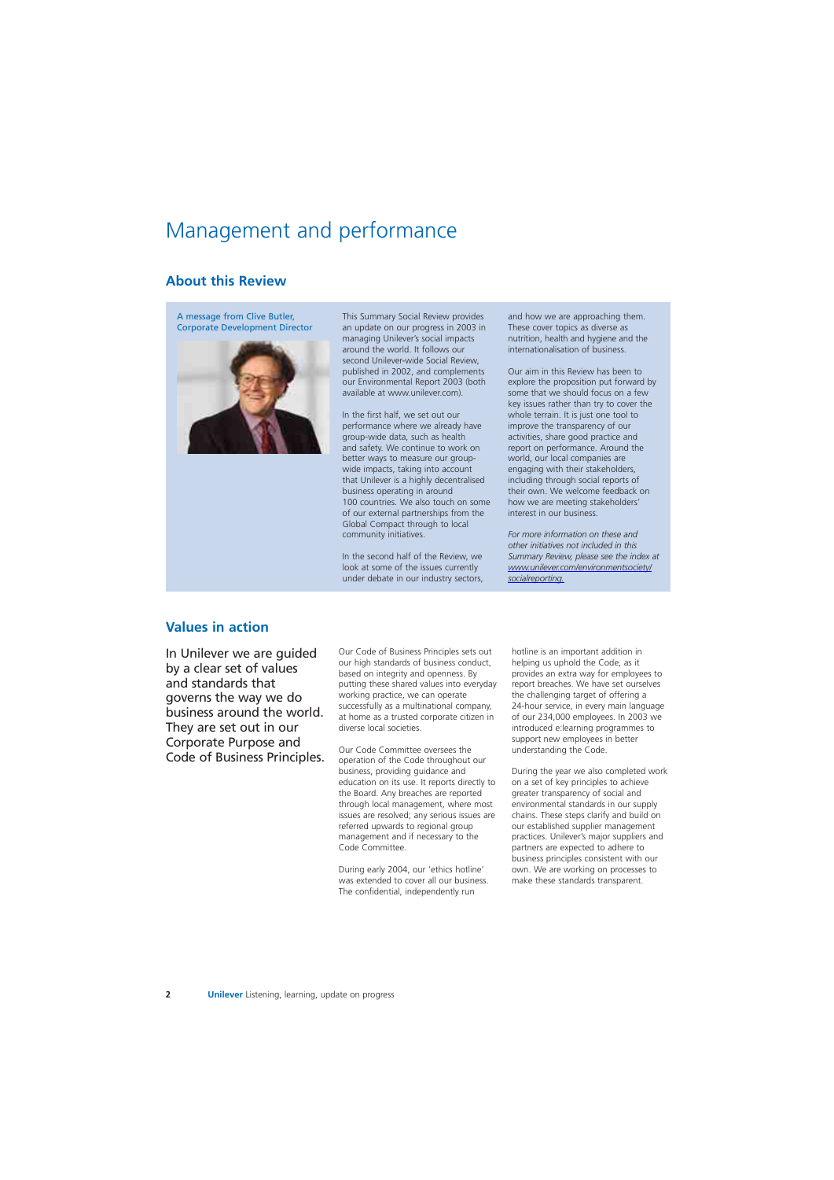# Management and performance

## About this Review

A message from Clive Butler, Corporate Development Director

This Summary Social Review provides an update on our progress in 2003 in managing Unilever's social impacts around the world. It follows our second Unilever-wide Social Review, published in 2002, and complements our Environmental Report 2003 (both available at www.unilever.com).

In the first half, we set out our performance where we already have group-wide data, such as health and safety. We continue to work on better ways to measure our group-wide impacts, taking into account that Unilever is a highly decentralised business operating in around 100 countries. We also touch on some of our external partnerships from the Global Compact through to local community initiatives.

In the second half of the Review, we look at some of the issues currently under debate in our industry sectors, and how we are approaching them. These cover topics as diverse as nutrition, health and hygiene and the internationalisation of business.

Our aim in this Review has been to explore the proposition put forward by some that we should focus on a few key issues rather than try to cover the whole terrain. It is just one tool to improve the transparency of our activities, share good practice and report on performance. Around the world, our local companies are engaging with their stakeholders, including through social reports of their own. We welcome feedback on how we are meeting stakeholders' interest in our business.

*For more information on these and other initiatives not included in this Summary Review, please see the index at www.unilever.com/environmentsociety/socialreporting.*

## Values in action

In Unilever we are guided by a clear set of values and standards that governs the way we do business around the world. They are set out in our Corporate Purpose and Code of Business Principles.

Our Code of Business Principles sets out our high standards of business conduct, based on integrity and openness. By putting these shared values into everyday working practice, we can operate successfully as a multinational company, at home as a trusted corporate citizen in diverse local societies.

Our Code Committee oversees the operation of the Code throughout our business, providing guidance and education on its use. It reports directly to the Board. Any breaches are reported through local management, where most issues are resolved; any serious issues are referred upwards to regional group management and if necessary to the Code Committee.

During early 2004, our 'ethics hotline' was extended to cover all our business. The confidential, independently run hotline is an important addition in helping us uphold the Code, as it provides an extra way for employees to report breaches. We have set ourselves the challenging target of offering a 24-hour service, in every main language of our 234,000 employees. In 2003 we introduced e:learning programmes to support new employees in better understanding the Code.

During the year we also completed work on a set of key principles to achieve greater transparency of social and environmental standards in our supply chains. These steps clarify and build on our established supplier management practices. Unilever's major suppliers and partners are expected to adhere to business principles consistent with our own. We are working on processes to make these standards transparent.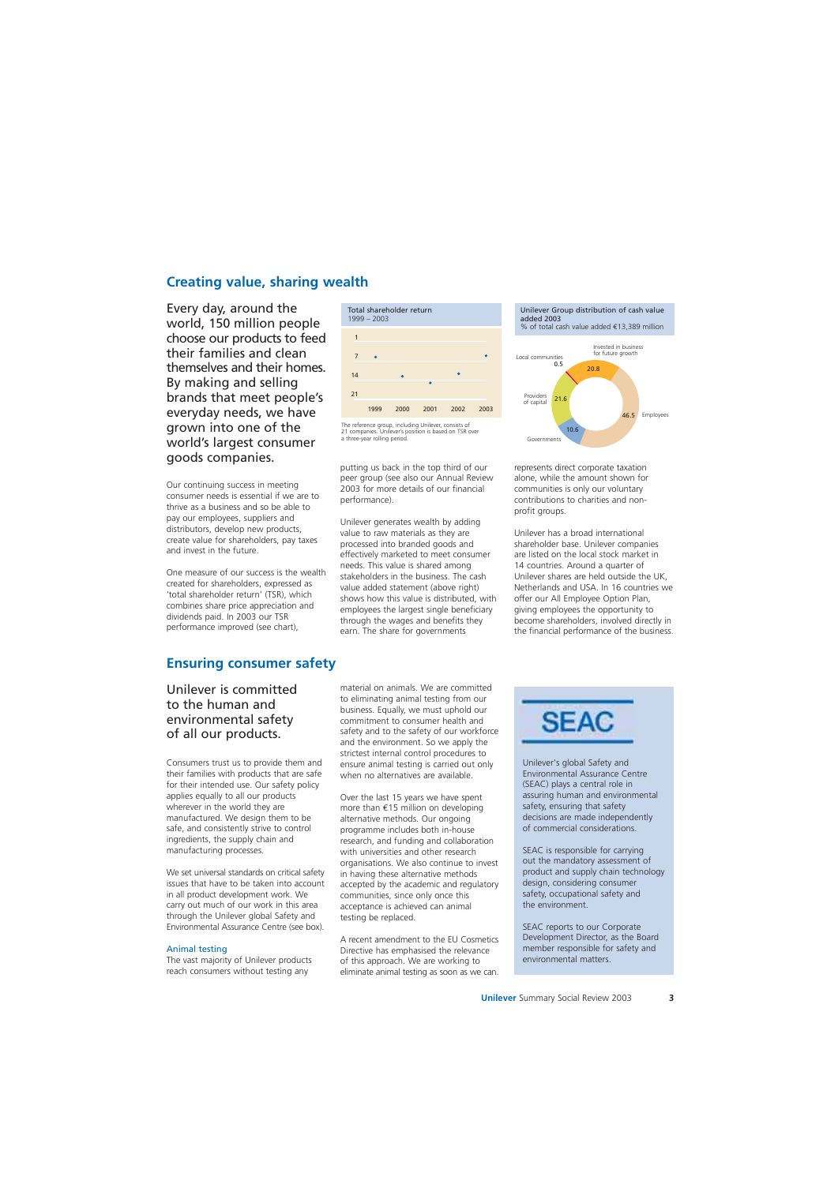## Creating value, sharing wealth

Every day, around the world, 150 million people choose our products to feed their families and clean themselves and their homes. By making and selling brands that meet people's everyday needs, we have grown into one of the world's largest consumer goods companies.

Our continuing success in meeting consumer needs is essential if we are to thrive as a business and so be able to pay our employees, suppliers and distributors, develop new products, create value for shareholders, pay taxes and invest in the future.

One measure of our success is the wealth created for shareholders, expressed as 'total shareholder return' (TSR), which combines share price appreciation and dividends paid. In 2003 our TSR performance improved (see chart), putting us back in the top third of our peer group (see also our Annual Review 2003 for more details of our financial performance).

**Total shareholder return**
1999 – 2003

The reference group, including Unilever, consists of 21 companies. Unilever's position is based on TSR over a three-year rolling period.

Unilever generates wealth by adding value to raw materials as they are processed into branded goods and effectively marketed to meet consumer needs. This value is shared among stakeholders in the business. The cash value added statement (above right) shows how this value is distributed, with employees the largest single beneficiary through the wages and benefits they earn. The share for governments represents direct corporate taxation alone, while the amount shown for communities is only our voluntary contributions to charities and non-profit groups.

**Unilever Group distribution of cash value added 2003**
% of total cash value added €13,389 million

| Recipient | % |
|---|---|
| Employees | 46.5 |
| Providers of capital | 21.6 |
| Invested in business for future growth | 20.8 |
| Governments | 10.6 |
| Local communities | 0.5 |

Unilever has a broad international shareholder base. Unilever companies are listed on the local stock market in 14 countries. Around a quarter of Unilever shares are held outside the UK, Netherlands and USA. In 16 countries we offer our All Employee Option Plan, giving employees the opportunity to become shareholders, involved directly in the financial performance of the business.

## Ensuring consumer safety

Unilever is committed to the human and environmental safety of all our products.

Consumers trust us to provide them and their families with products that are safe for their intended use. Our safety policy applies equally to all our products wherever in the world they are manufactured. We design them to be safe, and consistently strive to control ingredients, the supply chain and manufacturing processes.

We set universal standards on critical safety issues that have to be taken into account in all product development work. We carry out much of our work in this area through the Unilever global Safety and Environmental Assurance Centre (see box).

### Animal testing

The vast majority of Unilever products reach consumers without testing any material on animals. We are committed to eliminating animal testing from our business. Equally, we must uphold our commitment to consumer health and safety and to the safety of our workforce and the environment. So we apply the strictest internal control procedures to ensure animal testing is carried out only when no alternatives are available.

Over the last 15 years we have spent more than €15 million on developing alternative methods. Our ongoing programme includes both in-house research, and funding and collaboration with universities and other research organisations. We also continue to invest in having these alternative methods accepted by the academic and regulatory communities, since only once this acceptance is achieved can animal testing be replaced.

A recent amendment to the EU Cosmetics Directive has emphasised the relevance of this approach. We are working to eliminate animal testing as soon as we can.

**SEAC**

Unilever's global Safety and Environmental Assurance Centre (SEAC) plays a central role in assuring human and environmental safety, ensuring that safety decisions are made independently of commercial considerations.

SEAC is responsible for carrying out the mandatory assessment of product and supply chain technology design, considering consumer safety, occupational safety and the environment.

SEAC reports to our Corporate Development Director, as the Board member responsible for safety and environmental matters.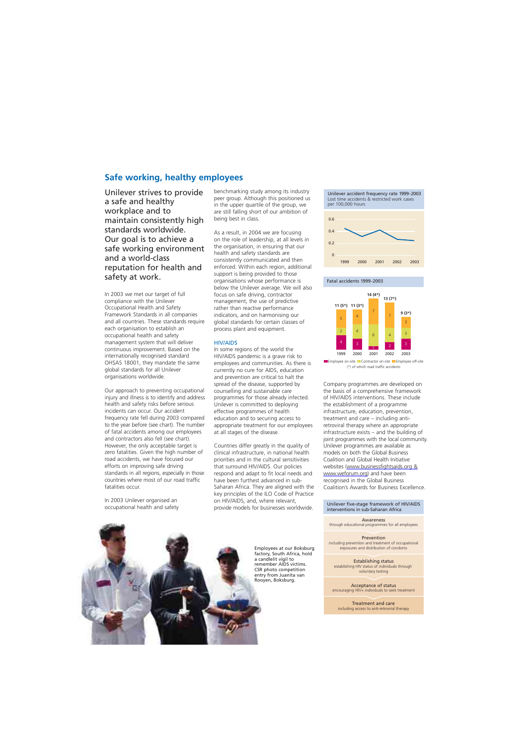## Safe working, healthy employees

Unilever strives to provide a safe and healthy workplace and to maintain consistently high standards worldwide. Our goal is to achieve a safe working environment and a world-class reputation for health and safety at work.

In 2003 we met our target of full compliance with the Unilever Occupational Health and Safety Framework Standards in all companies and all countries. These standards require each organisation to establish an occupational health and safety management system that will deliver continuous improvement. Based on the internationally recognised standard OHSAS 18001, they mandate the same global standards for all Unilever organisations worldwide.

Our approach to preventing occupational injury and illness is to identify and address health and safety risks before serious incidents can occur. Our accident frequency rate fell during 2003 compared to the year before (see chart). The number of fatal accidents among our employees and contractors also fell (see chart). However, the only acceptable target is zero fatalities. Given the high number of road accidents, we have focused our efforts on improving safe driving standards in all regions, especially in those countries where most of our road traffic fatalities occur.

In 2003 Unilever organised an occupational health and safety benchmarking study among its industry peer group. Although this positioned us in the upper quartile of the group, we are still falling short of our ambition of being best in class.

As a result, in 2004 we are focusing on the role of leadership, at all levels in the organisation, in ensuring that our health and safety standards are consistently communicated and then enforced. Within each region, additional support is being provided to those organisations whose performance is below the Unilever average. We will also focus on safe driving, contractor management, the use of predictive rather than reactive performance indicators, and on harmonising our global standards for certain classes of process plant and equipment.

### HIV/AIDS

In some regions of the world the HIV/AIDS pandemic is a grave risk to employees and communities. As there is currently no cure for AIDS, education and prevention are critical to halt the spread of the disease, supported by counselling and sustainable care programmes for those already infected. Unilever is committed to deploying effective programmes of health education and to securing access to appropriate treatment for our employees at all stages of the disease.

Countries differ greatly in the quality of clinical infrastructure, in national health priorities and in the cultural sensitivities that surround HIV/AIDS. Our policies respond and adapt to fit local needs and have been furthest advanced in sub-Saharan Africa. They are aligned with the key principles of the ILO Code of Practice on HIV/AIDS, and, where relevant, provide models for businesses worldwide.

Employees at our Boksburg factory, South Africa, hold a candlelit vigil to remember AIDS victims. CSR photo competition entry from Juanita van Rooyen, Boksburg.

**Unilever accident frequency rate 1999-2003**
Lost time accidents & restricted work cases per 100,000 hours

(Line chart, y-axis 0 to 0.6; years 1999–2003)

**Fatal accidents 1999-2003**

| Year | Employee on-site | Contractor on-site | Employee off-site | Total |
|---|---|---|---|---|
| 1999 | 4 | 2 | 5 | 11 (5*) |
| 2000 | 3 | 4 | 4 | 11 (3*) |
| 2001 | 1 | 6 | 7 | 14 (4*) |
| 2002 | 2 | 4 | 7 | 13 (7*) |
| 2003 | 3 | 3 | 3 | 9 (3*) |

(*) of which road traffic accidents

Company programmes are developed on the basis of a comprehensive framework of HIV/AIDS interventions. These include the establishment of a programme infrastructure, education, prevention, treatment and care – including anti-retroviral therapy where an appropriate infrastructure exists – and the building of joint programmes with the local community. Unilever programmes are available as models on both the Global Business Coalition and Global Health Initiative websites (www.businessfightsaids.org & www.weforum.org) and have been recognised in the Global Business Coalition's Awards for Business Excellence.

**Unilever five-stage framework of HIV/AIDS interventions in sub-Saharan Africa**

- **Awareness** – through educational programmes for all employees
- **Prevention** – including prevention and treatment of occupational exposures and distribution of condoms
- **Establishing status** – establishing HIV status of individuals through voluntary testing
- **Acceptance of status** – encouraging HIV+ individuals to seek treatment
- **Treatment and care** – including access to anti-retroviral therapy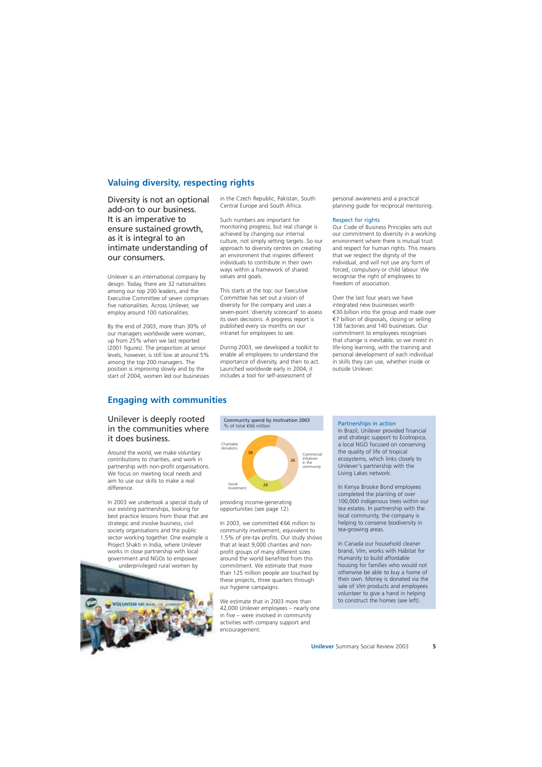## Valuing diversity, respecting rights

### Diversity is not an optional add-on to our business. It is an imperative to ensure sustained growth, as it is integral to an intimate understanding of our consumers.

Unilever is an international company by design. Today, there are 32 nationalities among our top 200 leaders, and the Executive Committee of seven comprises five nationalities. Across Unilever, we employ around 100 nationalities.

By the end of 2003, more than 30% of our managers worldwide were women, up from 25% when we last reported (2001 figures). The proportion at senior levels, however, is still low at around 5% among the top 200 managers. The position is improving slowly and by the start of 2004, women led our businesses in the Czech Republic, Pakistan, South Central Europe and South Africa.

Such numbers are important for monitoring progress, but real change is achieved by changing our internal culture, not simply setting targets. So our approach to diversity centres on creating an environment that inspires different individuals to contribute in their own ways within a framework of shared values and goals.

This starts at the top: our Executive Committee has set out a vision of diversity for the company and uses a seven-point 'diversity scorecard' to assess its own decisions. A progress report is published every six months on our intranet for employees to see.

During 2003, we developed a toolkit to enable all employees to understand the importance of diversity, and then to act. Launched worldwide early in 2004, it includes a tool for self-assessment of personal awareness and a practical planning guide for reciprocal mentoring.

#### Respect for rights

Our Code of Business Principles sets out our commitment to diversity in a working environment where there is mutual trust and respect for human rights. This means that we respect the dignity of the individual, and will not use any form of forced, compulsory or child labour. We recognise the right of employees to freedom of association.

Over the last four years we have integrated new businesses worth €30 billion into the group and made over €7 billion of disposals, closing or selling 138 factories and 140 businesses. Our commitment to employees recognises that change is inevitable, so we invest in life-long learning, with the training and personal development of each individual in skills they can use, whether inside or outside Unilever.

## Engaging with communities

### Unilever is deeply rooted in the communities where it does business.

Around the world, we make voluntary contributions to charities, and work in partnership with non-profit organisations. We focus on meeting local needs and aim to use our skills to make a real difference.

In 2003 we undertook a special study of our existing partnerships, looking for best practice lessons from those that are strategic and involve business, civil society organisations and the public sector working together. One example is Project Shakti in India, where Unilever works in close partnership with local government and NGOs to empower underprivileged rural women by providing income-generating opportunities (see page 12).

**Community spend by motivation 2003**
% of total €66 million

| Motivation | % |
| --- | --- |
| Charitable donations | 38 |
| Commercial initiatives in the community | 36 |
| Social investment | 26 |

In 2003, we committed €66 million to community involvement, equivalent to 1.5% of pre-tax profits. Our study shows that at least 9,000 charities and non-profit groups of many different sizes around the world benefited from this commitment. We estimate that more than 125 million people are touched by these projects, three quarters through our hygiene campaigns.

We estimate that in 2003 more than 42,000 Unilever employees – nearly one in five – were involved in community activities with company support and encouragement.

#### Partnerships in action

In Brazil, Unilever provided financial and strategic support to Ecotropica, a local NGO focused on conserving the quality of life of tropical ecosystems, which links closely to Unilever's partnership with the Living Lakes network.

In Kenya Brooke Bond employees completed the planting of over 100,000 indigenous trees within our tea estates. In partnership with the local community, the company is helping to conserve biodiversity in tea-growing areas.

In Canada our household cleaner brand, *Vim*, works with Habitat for Humanity to build affordable housing for families who would not otherwise be able to buy a home of their own. Money is donated via the sale of *Vim* products and employees volunteer to give a hand in helping to construct the homes (see left).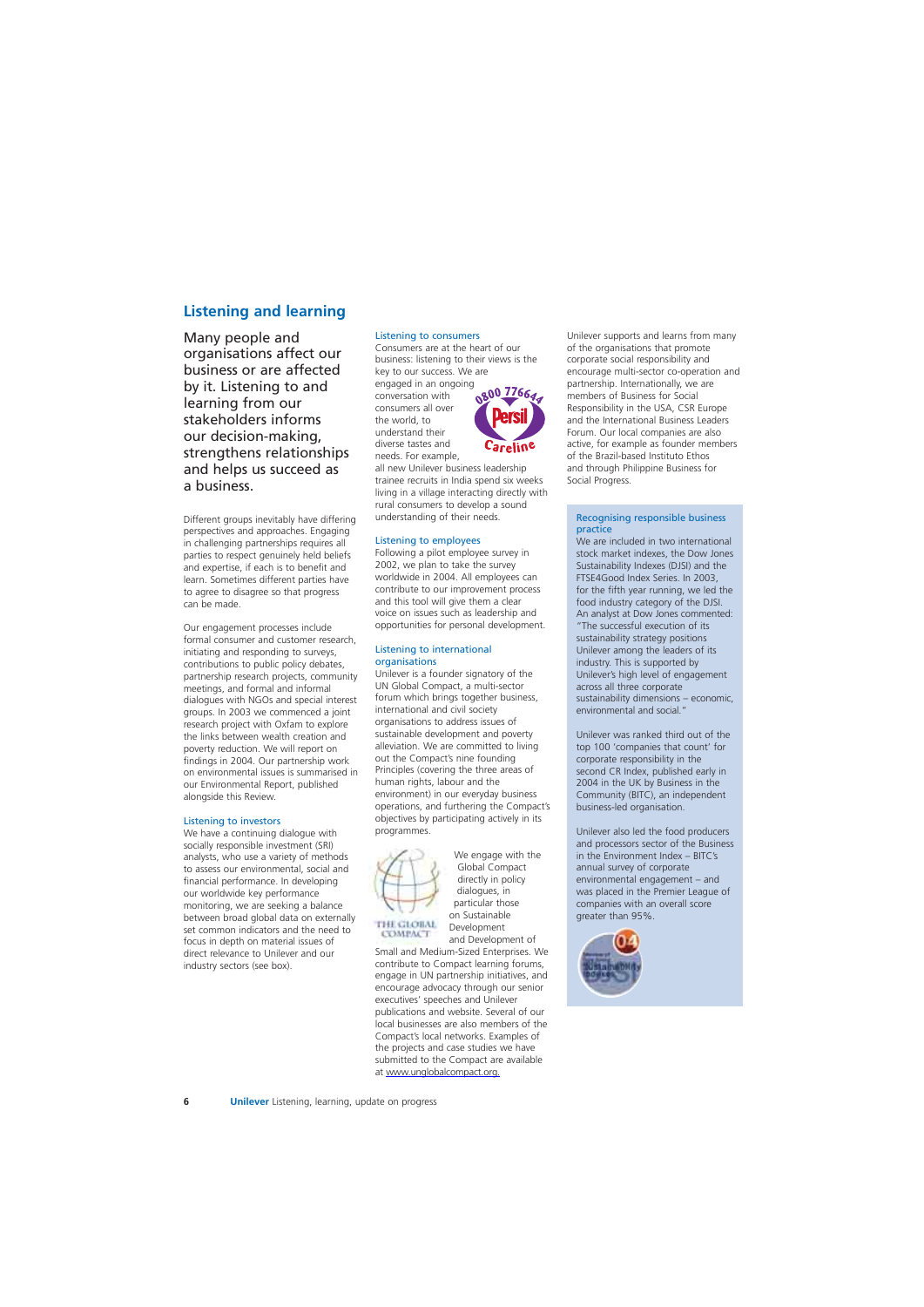## Listening and learning

Many people and organisations affect our business or are affected by it. Listening to and learning from our stakeholders informs our decision-making, strengthens relationships and helps us succeed as a business.

Different groups inevitably have differing perspectives and approaches. Engaging in challenging partnerships requires all parties to respect genuinely held beliefs and expertise, if each is to benefit and learn. Sometimes different parties have to agree to disagree so that progress can be made.

Our engagement processes include formal consumer and customer research, initiating and responding to surveys, contributions to public policy debates, partnership research projects, community meetings, and formal and informal dialogues with NGOs and special interest groups. In 2003 we commenced a joint research project with Oxfam to explore the links between wealth creation and poverty reduction. We will report on findings in 2004. Our partnership work on environmental issues is summarised in our Environmental Report, published alongside this Review.

### Listening to investors

We have a continuing dialogue with socially responsible investment (SRI) analysts, who use a variety of methods to assess our environmental, social and financial performance. In developing our worldwide key performance monitoring, we are seeking a balance between broad global data on externally set common indicators and the need to focus in depth on material issues of direct relevance to Unilever and our industry sectors (see box).

### Listening to consumers

Consumers are at the heart of our business: listening to their views is the key to our success. We are engaged in an ongoing conversation with consumers all over the world, to understand their diverse tastes and needs. For example, all new Unilever business leadership trainee recruits in India spend six weeks living in a village interacting directly with rural consumers to develop a sound understanding of their needs.

0800 776644 Persil Careline

### Listening to employees

Following a pilot employee survey in 2002, we plan to take the survey worldwide in 2004. All employees can contribute to our improvement process and this tool will give them a clear voice on issues such as leadership and opportunities for personal development.

### Listening to international organisations

Unilever is a founder signatory of the UN Global Compact, a multi-sector forum which brings together business, international and civil society organisations to address issues of sustainable development and poverty alleviation. We are committed to living out the Compact's nine founding Principles (covering the three areas of human rights, labour and the environment) in our everyday business operations, and furthering the Compact's objectives by participating actively in its programmes.

THE GLOBAL COMPACT

We engage with the Global Compact directly in policy dialogues, in particular those on Sustainable Development and Development of Small and Medium-Sized Enterprises. We contribute to Compact learning forums, engage in UN partnership initiatives, and encourage advocacy through our senior executives' speeches and Unilever publications and website. Several of our local businesses are also members of the Compact's local networks. Examples of the projects and case studies we have submitted to the Compact are available at www.unglobalcompact.org.

Unilever supports and learns from many of the organisations that promote corporate social responsibility and encourage multi-sector co-operation and partnership. Internationally, we are members of Business for Social Responsibility in the USA, CSR Europe and the International Business Leaders Forum. Our local companies are also active, for example as founder members of the Brazil-based Instituto Ethos and through Philippine Business for Social Progress.

### Recognising responsible business practice

We are included in two international stock market indexes, the Dow Jones Sustainability Indexes (DJSI) and the FTSE4Good Index Series. In 2003, for the fifth year running, we led the food industry category of the DJSI. An analyst at Dow Jones commented: "The successful execution of its sustainability strategy positions Unilever among the leaders of its industry. This is supported by Unilever's high level of engagement across all three corporate sustainability dimensions – economic, environmental and social."

Unilever was ranked third out of the top 100 'companies that count' for corporate responsibility in the second CR Index, published early in 2004 in the UK by Business in the Community (BITC), an independent business-led organisation.

Unilever also led the food producers and processors sector of the Business in the Environment Index – BITC's annual survey of corporate environmental engagement – and was placed in the Premier League of companies with an overall score greater than 95%.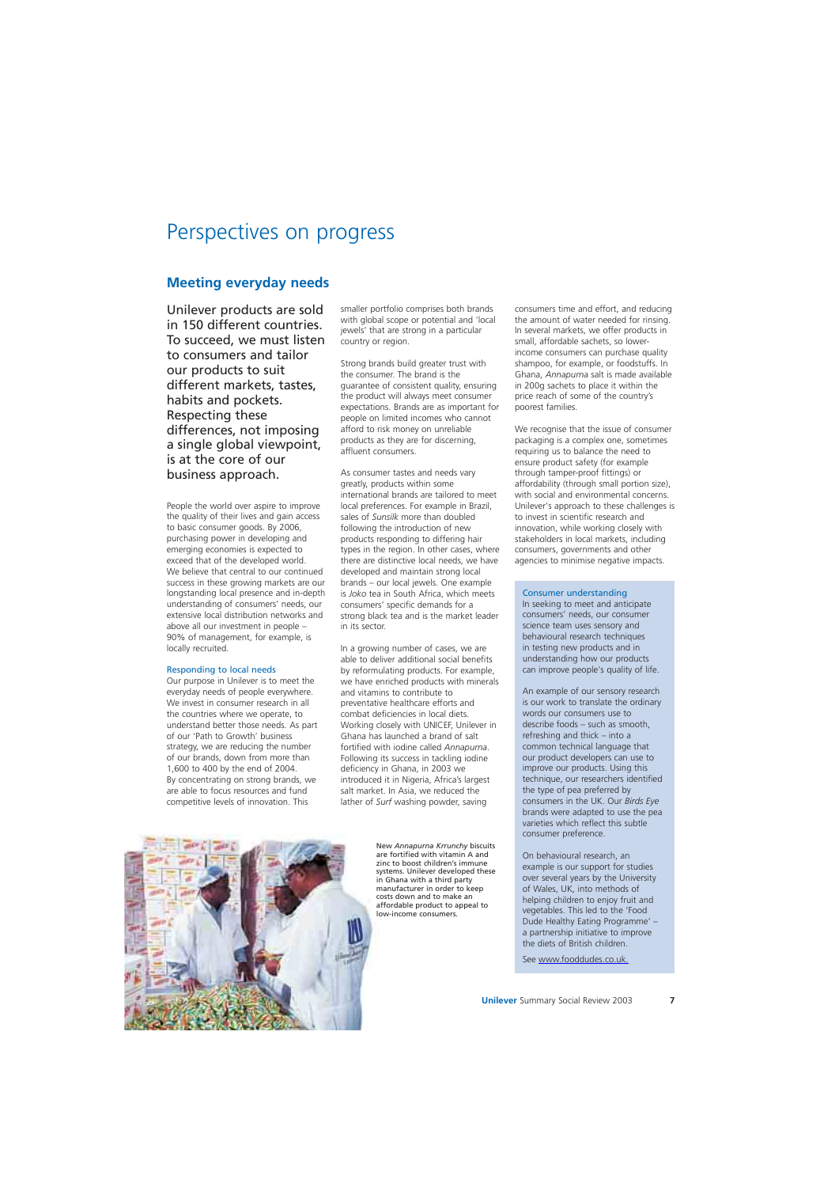# Perspectives on progress

## Meeting everyday needs

Unilever products are sold in 150 different countries. To succeed, we must listen to consumers and tailor our products to suit different markets, tastes, habits and pockets. Respecting these differences, not imposing a single global viewpoint, is at the core of our business approach.

People the world over aspire to improve the quality of their lives and gain access to basic consumer goods. By 2006, purchasing power in developing and emerging economies is expected to exceed that of the developed world. We believe that central to our continued success in these growing markets are our longstanding local presence and in-depth understanding of consumers' needs, our extensive local distribution networks and above all our investment in people – 90% of management, for example, is locally recruited.

### Responding to local needs

Our purpose in Unilever is to meet the everyday needs of people everywhere. We invest in consumer research in all the countries where we operate, to understand better those needs. As part of our 'Path to Growth' business strategy, we are reducing the number of our brands, down from more than 1,600 to 400 by the end of 2004. By concentrating on strong brands, we are able to focus resources and fund competitive levels of innovation. This smaller portfolio comprises both brands with global scope or potential and 'local jewels' that are strong in a particular country or region.

Strong brands build greater trust with the consumer. The brand is the guarantee of consistent quality, ensuring the product will always meet consumer expectations. Brands are as important for people on limited incomes who cannot afford to risk money on unreliable products as they are for discerning, affluent consumers.

As consumer tastes and needs vary greatly, products within some international brands are tailored to meet local preferences. For example in Brazil, sales of *Sunsilk* more than doubled following the introduction of new products responding to differing hair types in the region. In other cases, where there are distinctive local needs, we have developed and maintain strong local brands – our local jewels. One example is *Joko* tea in South Africa, which meets consumers' specific demands for a strong black tea and is the market leader in its sector.

In a growing number of cases, we are able to deliver additional social benefits by reformulating products. For example, we have enriched products with minerals and vitamins to contribute to preventative healthcare efforts and combat deficiencies in local diets. Working closely with UNICEF, Unilever in Ghana has launched a brand of salt fortified with iodine called *Annapurna*. Following its success in tackling iodine deficiency in Ghana, in 2003 we introduced it in Nigeria, Africa's largest salt market. In Asia, we reduced the lather of *Surf* washing powder, saving consumers time and effort, and reducing the amount of water needed for rinsing. In several markets, we offer products in small, affordable sachets, so lower-income consumers can purchase quality shampoo, for example, or foodstuffs. In Ghana, *Annapurna* salt is made available in 200g sachets to place it within the price reach of some of the country's poorest families.

We recognise that the issue of consumer packaging is a complex one, sometimes requiring us to balance the need to ensure product safety (for example through tamper-proof fittings) or affordability (through small portion size), with social and environmental concerns. Unilever's approach to these challenges is to invest in scientific research and innovation, while working closely with stakeholders in local markets, including consumers, governments and other agencies to minimise negative impacts.

New *Annapurna Krrunchy* biscuits are fortified with vitamin A and zinc to boost children's immune systems. Unilever developed these in Ghana with a third party manufacturer in order to keep costs down and to make an affordable product to appeal to low-income consumers.

### Consumer understanding

In seeking to meet and anticipate consumers' needs, our consumer science team uses sensory and behavioural research techniques in testing new products and in understanding how our products can improve people's quality of life.

An example of our sensory research is our work to translate the ordinary words our consumers use to describe foods – such as smooth, refreshing and thick – into a common technical language that our product developers can use to improve our products. Using this technique, our researchers identified the type of pea preferred by consumers in the UK. Our *Birds Eye* brands were adapted to use the pea varieties which reflect this subtle consumer preference.

On behavioural research, an example is our support for studies over several years by the University of Wales, UK, into methods of helping children to enjoy fruit and vegetables. This led to the 'Food Dude Healthy Eating Programme' – a partnership initiative to improve the diets of British children.

See www.fooddudes.co.uk.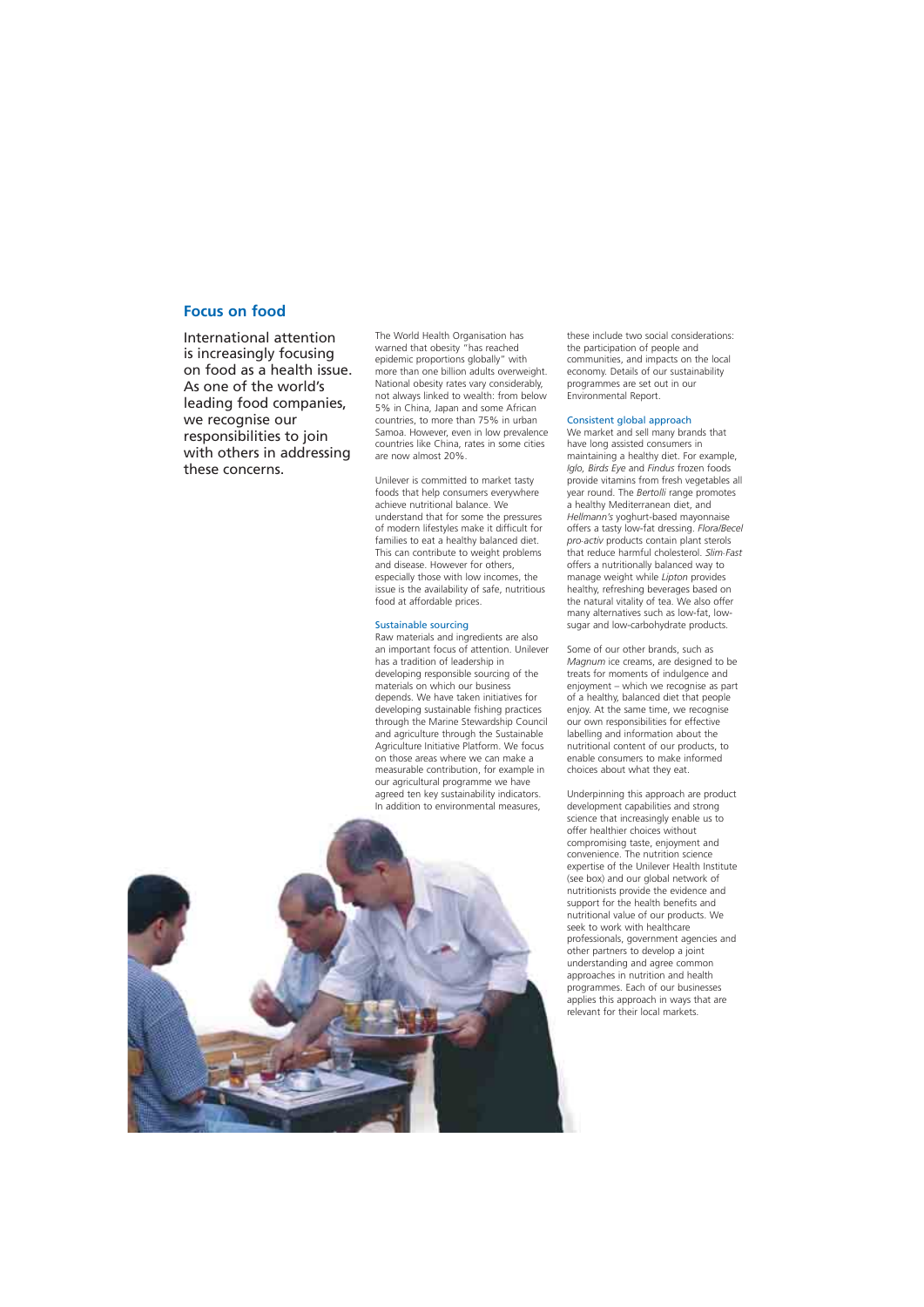## Focus on food

International attention is increasingly focusing on food as a health issue. As one of the world's leading food companies, we recognise our responsibilities to join with others in addressing these concerns.

The World Health Organisation has warned that obesity "has reached epidemic proportions globally" with more than one billion adults overweight. National obesity rates vary considerably, not always linked to wealth: from below 5% in China, Japan and some African countries, to more than 75% in urban Samoa. However, even in low prevalence countries like China, rates in some cities are now almost 20%.

Unilever is committed to market tasty foods that help consumers everywhere achieve nutritional balance. We understand that for some the pressures of modern lifestyles make it difficult for families to eat a healthy balanced diet. This can contribute to weight problems and disease. However for others, especially those with low incomes, the issue is the availability of safe, nutritious food at affordable prices.

### Sustainable sourcing

Raw materials and ingredients are also an important focus of attention. Unilever has a tradition of leadership in developing responsible sourcing of the materials on which our business depends. We have taken initiatives for developing sustainable fishing practices through the Marine Stewardship Council and agriculture through the Sustainable Agriculture Initiative Platform. We focus on those areas where we can make a measurable contribution, for example in our agricultural programme we have agreed ten key sustainability indicators. In addition to environmental measures, these include two social considerations: the participation of people and communities, and impacts on the local economy. Details of our sustainability programmes are set out in our Environmental Report.

### Consistent global approach

We market and sell many brands that have long assisted consumers in maintaining a healthy diet. For example, *Iglo, Birds Eye* and *Findus* frozen foods provide vitamins from fresh vegetables all year round. The *Bertolli* range promotes a healthy Mediterranean diet, and *Hellmann's* yoghurt-based mayonnaise offers a tasty low-fat dressing. *Flora/Becel pro-activ* products contain plant sterols that reduce harmful cholesterol. *Slim-Fast* offers a nutritionally balanced way to manage weight while *Lipton* provides healthy, refreshing beverages based on the natural vitality of tea. We also offer many alternatives such as low-fat, low-sugar and low-carbohydrate products.

Some of our other brands, such as *Magnum* ice creams, are designed to be treats for moments of indulgence and enjoyment – which we recognise as part of a healthy, balanced diet that people enjoy. At the same time, we recognise our own responsibilities for effective labelling and information about the nutritional content of our products, to enable consumers to make informed choices about what they eat.

Underpinning this approach are product development capabilities and strong science that increasingly enable us to offer healthier choices without compromising taste, enjoyment and convenience. The nutrition science expertise of the Unilever Health Institute (see box) and our global network of nutritionists provide the evidence and support for the health benefits and nutritional value of our products. We seek to work with healthcare professionals, government agencies and other partners to develop a joint understanding and agree common approaches in nutrition and health programmes. Each of our businesses applies this approach in ways that are relevant for their local markets.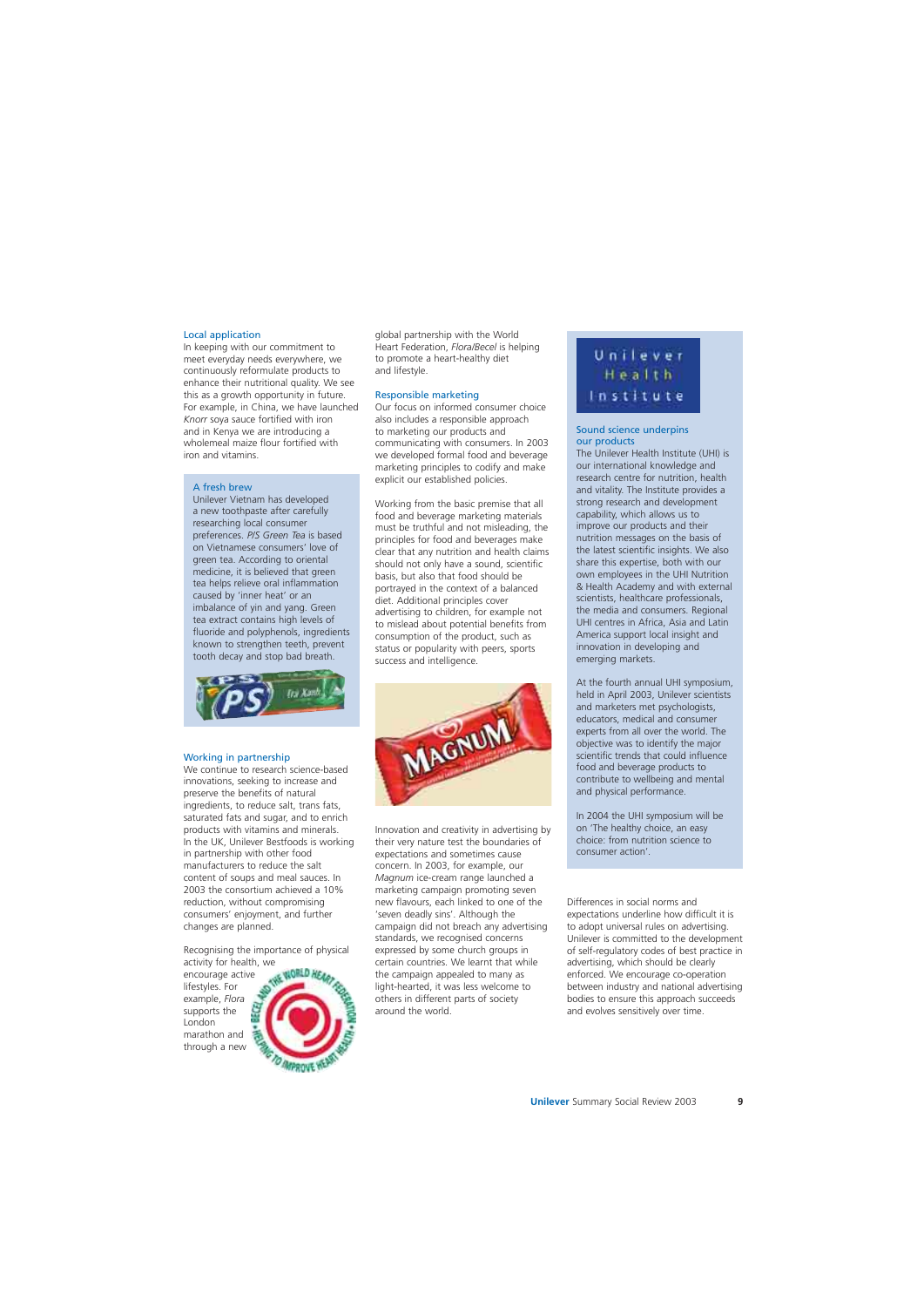### Local application

In keeping with our commitment to meet everyday needs everywhere, we continuously reformulate products to enhance their nutritional quality. We see this as a growth opportunity in future. For example, in China, we have launched *Knorr* soya sauce fortified with iron and in Kenya we are introducing a wholemeal maize flour fortified with iron and vitamins.

### A fresh brew

Unilever Vietnam has developed a new toothpaste after carefully researching local consumer preferences. *P/S Green Tea* is based on Vietnamese consumers' love of green tea. According to oriental medicine, it is believed that green tea helps relieve oral inflammation caused by 'inner heat' or an imbalance of yin and yang. Green tea extract contains high levels of fluoride and polyphenols, ingredients known to strengthen teeth, prevent tooth decay and stop bad breath.

### Working in partnership

We continue to research science-based innovations, seeking to increase and preserve the benefits of natural ingredients, to reduce salt, trans fats, saturated fats and sugar, and to enrich products with vitamins and minerals. In the UK, Unilever Bestfoods is working in partnership with other food manufacturers to reduce the salt content of soups and meal sauces. In 2003 the consortium achieved a 10% reduction, without compromising consumers' enjoyment, and further changes are planned.

Recognising the importance of physical activity for health, we encourage active lifestyles. For example, *Flora* supports the London marathon and through a new global partnership with the World Heart Federation, *Flora/Becel* is helping to promote a heart-healthy diet and lifestyle.

### Responsible marketing

Our focus on informed consumer choice also includes a responsible approach to marketing our products and communicating with consumers. In 2003 we developed formal food and beverage marketing principles to codify and make explicit our established policies.

Working from the basic premise that all food and beverage marketing materials must be truthful and not misleading, the principles for food and beverages make clear that any nutrition and health claims should not only have a sound, scientific basis, but also that food should be portrayed in the context of a balanced diet. Additional principles cover advertising to children, for example not to mislead about potential benefits from consumption of the product, such as status or popularity with peers, sports success and intelligence.

Innovation and creativity in advertising by their very nature test the boundaries of expectations and sometimes cause concern. In 2003, for example, our *Magnum* ice-cream range launched a marketing campaign promoting seven new flavours, each linked to one of the 'seven deadly sins'. Although the campaign did not breach any advertising standards, we recognised concerns expressed by some church groups in certain countries. We learnt that while the campaign appealed to many as light-hearted, it was less welcome to others in different parts of society around the world.

Differences in social norms and expectations underline how difficult it is to adopt universal rules on advertising. Unilever is committed to the development of self-regulatory codes of best practice in advertising, which should be clearly enforced. We encourage co-operation between industry and national advertising bodies to ensure this approach succeeds and evolves sensitively over time.

### Sound science underpins our products

The Unilever Health Institute (UHI) is our international knowledge and research centre for nutrition, health and vitality. The Institute provides a strong research and development capability, which allows us to improve our products and their nutrition messages on the basis of the latest scientific insights. We also share this expertise, both with our own employees in the UHI Nutrition & Health Academy and with external scientists, healthcare professionals, the media and consumers. Regional UHI centres in Africa, Asia and Latin America support local insight and innovation in developing and emerging markets.

At the fourth annual UHI symposium, held in April 2003, Unilever scientists and marketers met psychologists, educators, medical and consumer experts from all over the world. The objective was to identify the major scientific trends that could influence food and beverage products to contribute to wellbeing and mental and physical performance.

In 2004 the UHI symposium will be on 'The healthy choice, an easy choice: from nutrition science to consumer action'.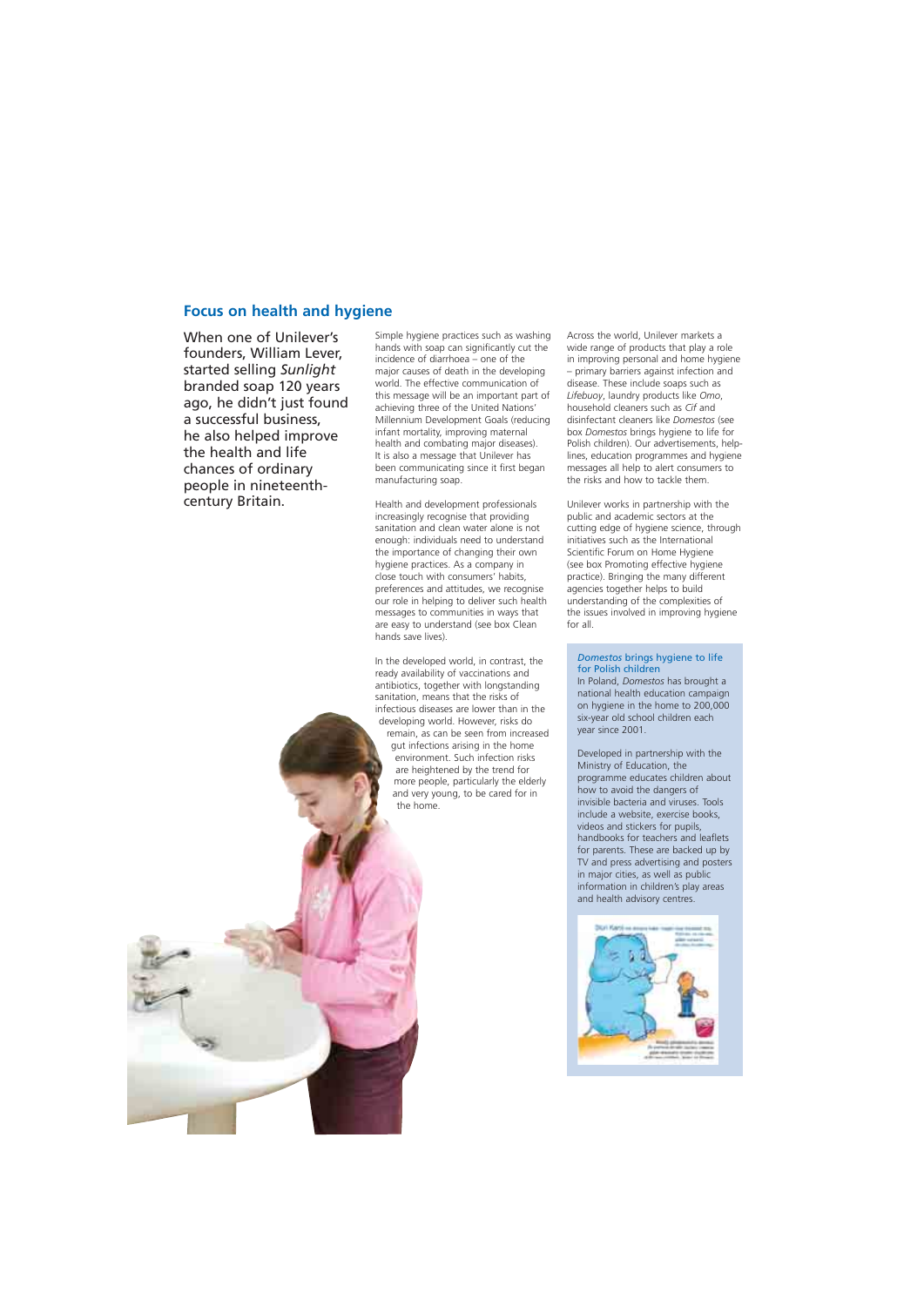## Focus on health and hygiene

When one of Unilever's founders, William Lever, started selling *Sunlight* branded soap 120 years ago, he didn't just found a successful business, he also helped improve the health and life chances of ordinary people in nineteenth-century Britain.

Simple hygiene practices such as washing hands with soap can significantly cut the incidence of diarrhoea – one of the major causes of death in the developing world. The effective communication of this message will be an important part of achieving three of the United Nations' Millennium Development Goals (reducing infant mortality, improving maternal health and combating major diseases). It is also a message that Unilever has been communicating since it first began manufacturing soap.

Health and development professionals increasingly recognise that providing sanitation and clean water alone is not enough: individuals need to understand the importance of changing their own hygiene practices. As a company in close touch with consumers' habits, preferences and attitudes, we recognise our role in helping to deliver such health messages to communities in ways that are easy to understand (see box Clean hands save lives).

In the developed world, in contrast, the ready availability of vaccinations and antibiotics, together with longstanding sanitation, means that the risks of infectious diseases are lower than in the developing world. However, risks do remain, as can be seen from increased gut infections arising in the home environment. Such infection risks are heightened by the trend for more people, particularly the elderly and very young, to be cared for in the home.

Across the world, Unilever markets a wide range of products that play a role in improving personal and home hygiene – primary barriers against infection and disease. These include soaps such as *Lifebuoy*, laundry products like *Omo*, household cleaners such as *Cif* and disinfectant cleaners like *Domestos* (see box *Domestos* brings hygiene to life for Polish children). Our advertisements, help-lines, education programmes and hygiene messages all help to alert consumers to the risks and how to tackle them.

Unilever works in partnership with the public and academic sectors at the cutting edge of hygiene science, through initiatives such as the International Scientific Forum on Home Hygiene (see box Promoting effective hygiene practice). Bringing the many different agencies together helps to build understanding of the complexities of the issues involved in improving hygiene for all.

### *Domestos* brings hygiene to life for Polish children

In Poland, *Domestos* has brought a national health education campaign on hygiene in the home to 200,000 six-year old school children each year since 2001.

Developed in partnership with the Ministry of Education, the programme educates children about how to avoid the dangers of invisible bacteria and viruses. Tools include a website, exercise books, videos and stickers for pupils, handbooks for teachers and leaflets for parents. These are backed up by TV and press advertising and posters in major cities, as well as public information in children's play areas and health advisory centres.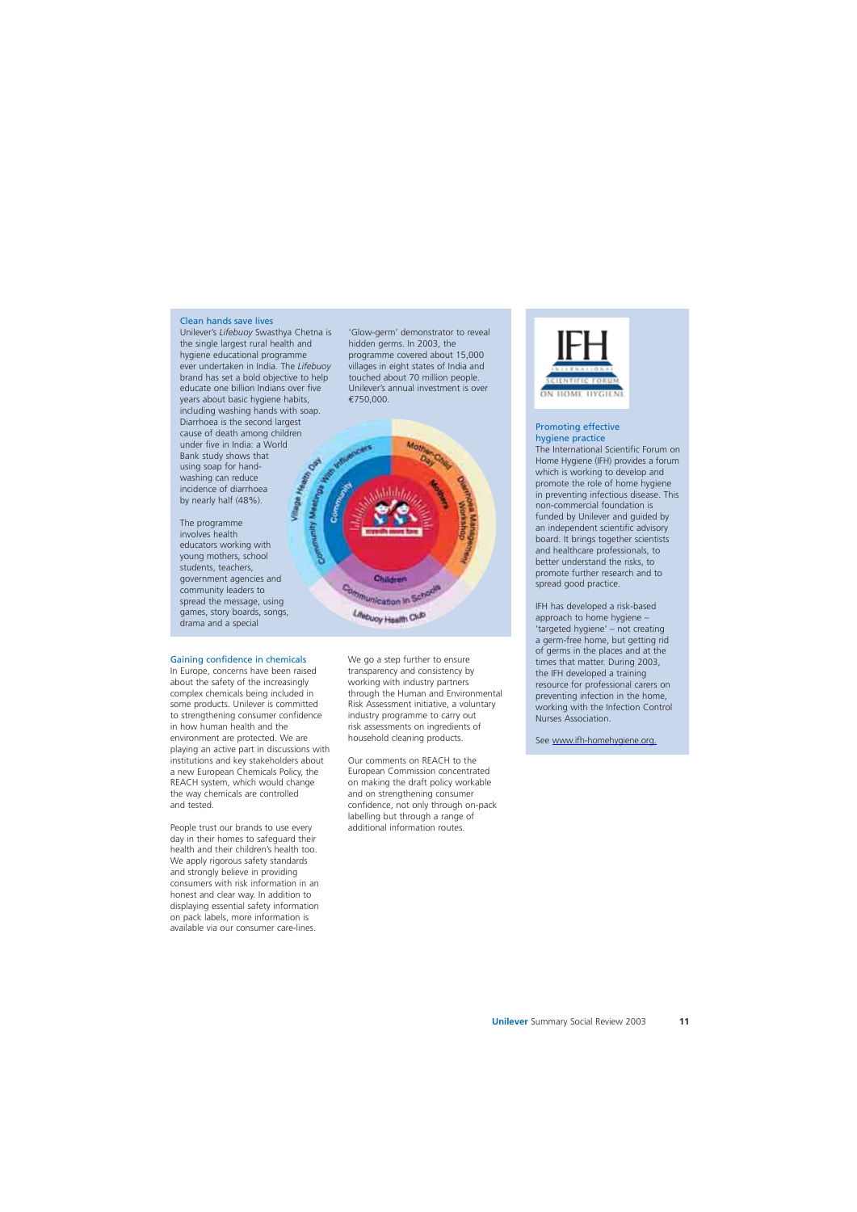### Clean hands save lives

Unilever's *Lifebuoy* Swasthya Chetna is the single largest rural health and hygiene educational programme ever undertaken in India. The *Lifebuoy* brand has set a bold objective to help educate one billion Indians over five years about basic hygiene habits, including washing hands with soap. Diarrhoea is the second largest cause of death among children under five in India: a World Bank study shows that using soap for hand-washing can reduce incidence of diarrhoea by nearly half (48%).

The programme involves health educators working with young mothers, school students, teachers, government agencies and community leaders to spread the message, using games, story boards, songs, drama and a special 'Glow-germ' demonstrator to reveal hidden germs. In 2003, the programme covered about 15,000 villages in eight states of India and touched about 70 million people. Unilever's annual investment is over €750,000.

### Promoting effective hygiene practice

The International Scientific Forum on Home Hygiene (IFH) provides a forum which is working to develop and promote the role of home hygiene in preventing infectious disease. This non-commercial foundation is funded by Unilever and guided by an independent scientific advisory board. It brings together scientists and healthcare professionals, to better understand the risks, to promote further research and to spread good practice.

IFH has developed a risk-based approach to home hygiene – 'targeted hygiene' – not creating a germ-free home, but getting rid of germs in the places and at the times that matter. During 2003, the IFH developed a training resource for professional carers on preventing infection in the home, working with the Infection Control Nurses Association.

See www.ifh-homehygiene.org.

### Gaining confidence in chemicals

In Europe, concerns have been raised about the safety of the increasingly complex chemicals being included in some products. Unilever is committed to strengthening consumer confidence in how human health and the environment are protected. We are playing an active part in discussions with institutions and key stakeholders about a new European Chemicals Policy, the REACH system, which would change the way chemicals are controlled and tested.

People trust our brands to use every day in their homes to safeguard their health and their children's health too. We apply rigorous safety standards and strongly believe in providing consumers with risk information in an honest and clear way. In addition to displaying essential safety information on pack labels, more information is available via our consumer care-lines.

We go a step further to ensure transparency and consistency by working with industry partners through the Human and Environmental Risk Assessment initiative, a voluntary industry programme to carry out risk assessments on ingredients of household cleaning products.

Our comments on REACH to the European Commission concentrated on making the draft policy workable and on strengthening consumer confidence, not only through on-pack labelling but through a range of additional information routes.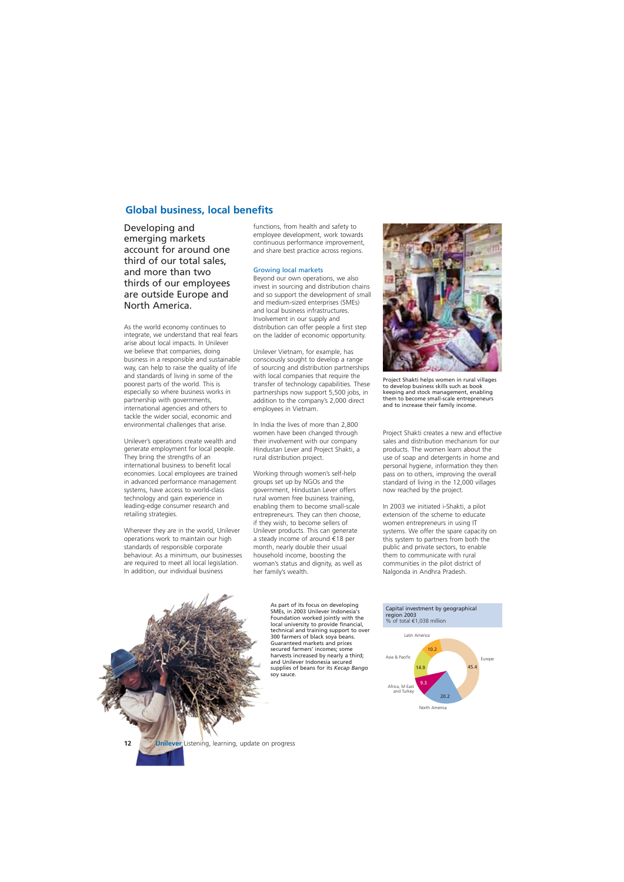## Global business, local benefits

Developing and emerging markets account for around one third of our total sales, and more than two thirds of our employees are outside Europe and North America.

As the world economy continues to integrate, we understand that real fears arise about local impacts. In Unilever we believe that companies, doing business in a responsible and sustainable way, can help to raise the quality of life and standards of living in some of the poorest parts of the world. This is especially so where business works in partnership with governments, international agencies and others to tackle the wider social, economic and environmental challenges that arise.

Unilever's operations create wealth and generate employment for local people. They bring the strengths of an international business to benefit local economies. Local employees are trained in advanced performance management systems, have access to world-class technology and gain experience in leading-edge consumer research and retailing strategies.

Wherever they are in the world, Unilever operations work to maintain our high standards of responsible corporate behaviour. As a minimum, our businesses are required to meet all local legislation. In addition, our individual business functions, from health and safety to employee development, work towards continuous performance improvement, and share best practice across regions.

### Growing local markets

Beyond our own operations, we also invest in sourcing and distribution chains and so support the development of small and medium-sized enterprises (SMEs) and local business infrastructures. Involvement in our supply and distribution can offer people a first step on the ladder of economic opportunity.

Unilever Vietnam, for example, has consciously sought to develop a range of sourcing and distribution partnerships with local companies that require the transfer of technology capabilities. These partnerships now support 5,500 jobs, in addition to the company's 2,000 direct employees in Vietnam.

In India the lives of more than 2,800 women have been changed through their involvement with our company Hindustan Lever and Project Shakti, a rural distribution project.

Working through women's self-help groups set up by NGOs and the government, Hindustan Lever offers rural women free business training, enabling them to become small-scale entrepreneurs. They can then choose, if they wish, to become sellers of Unilever products. This can generate a steady income of around €18 per month, nearly double their usual household income, boosting the woman's status and dignity, as well as her family's wealth.

Project Shakti helps women in rural villages to develop business skills such as book keeping and stock management, enabling them to become small-scale entrepreneurs and to increase their family income.

Project Shakti creates a new and effective sales and distribution mechanism for our products. The women learn about the use of soap and detergents in home and personal hygiene, information they then pass on to others, improving the overall standard of living in the 12,000 villages now reached by the project.

In 2003 we initiated i-Shakti, a pilot extension of the scheme to educate women entrepreneurs in using IT systems. We offer the spare capacity on this system to partners from both the public and private sectors, to enable them to communicate with rural communities in the pilot district of Nalgonda in Andhra Pradesh.

As part of its focus on developing SMEs, in 2003 Unilever Indonesia's Foundation worked jointly with the local university to provide financial, technical and training support to over 300 farmers of black soya beans. Guaranteed markets and prices secured farmers' incomes; some harvests increased by nearly a third; and Unilever Indonesia secured supplies of beans for its *Kecap Bango* soy sauce.

**Capital investment by geographical region 2003**
% of total €1,038 million

| Region | % |
|---|---|
| Europe | 45.4 |
| North America | 20.2 |
| Africa, M East and Turkey | 9.3 |
| Asia & Pacific | 14.9 |
| Latin America | 10.2 |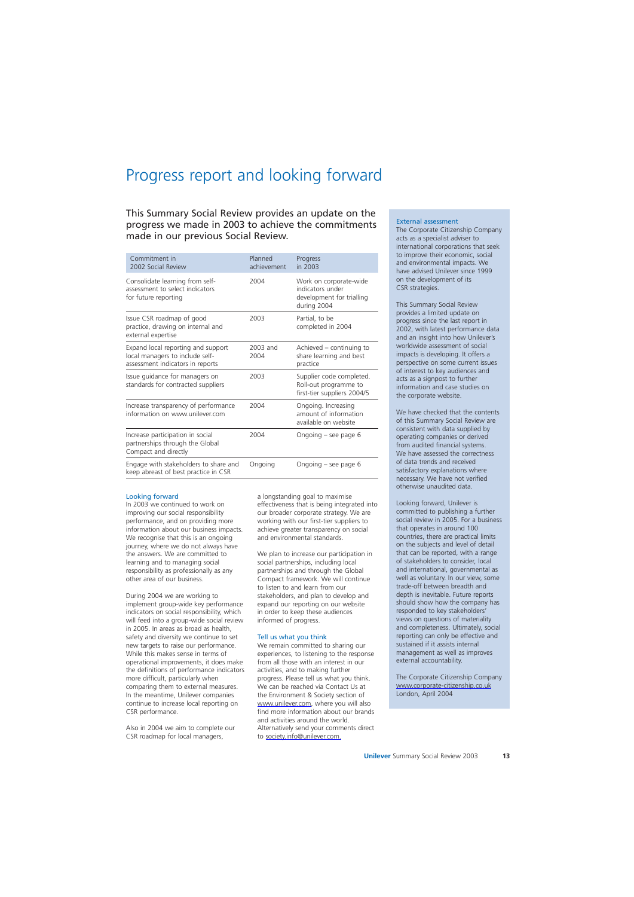# Progress report and looking forward

This Summary Social Review provides an update on the progress we made in 2003 to achieve the commitments made in our previous Social Review.

| Commitment in 2002 Social Review | Planned achievement | Progress in 2003 |
|---|---|---|
| Consolidate learning from self-assessment to select indicators for future reporting | 2004 | Work on corporate-wide indicators under development for trialling during 2004 |
| Issue CSR roadmap of good practice, drawing on internal and external expertise | 2003 | Partial, to be completed in 2004 |
| Expand local reporting and support local managers to include self-assessment indicators in reports | 2003 and 2004 | Achieved – continuing to share learning and best practice |
| Issue guidance for managers on standards for contracted suppliers | 2003 | Supplier code completed. Roll-out programme to first-tier suppliers 2004/5 |
| Increase transparency of performance information on www.unilever.com | 2004 | Ongoing. Increasing amount of information available on website |
| Increase participation in social partnerships through the Global Compact and directly | 2004 | Ongoing – see page 6 |
| Engage with stakeholders to share and keep abreast of best practice in CSR | Ongoing | Ongoing – see page 6 |

### Looking forward

In 2003 we continued to work on improving our social responsibility performance, and on providing more information about our business impacts. We recognise that this is an ongoing journey, where we do not always have the answers. We are committed to learning and to managing social responsibility as professionally as any other area of our business.

During 2004 we are working to implement group-wide key performance indicators on social responsibility, which will feed into a group-wide social review in 2005. In areas as broad as health, safety and diversity we continue to set new targets to raise our performance. While this makes sense in terms of operational improvements, it does make the definitions of performance indicators more difficult, particularly when comparing them to external measures. In the meantime, Unilever companies continue to increase local reporting on CSR performance.

Also in 2004 we aim to complete our CSR roadmap for local managers, a longstanding goal to maximise effectiveness that is being integrated into our broader corporate strategy. We are working with our first-tier suppliers to achieve greater transparency on social and environmental standards.

We plan to increase our participation in social partnerships, including local partnerships and through the Global Compact framework. We will continue to listen to and learn from our stakeholders, and plan to develop and expand our reporting on our website in order to keep these audiences informed of progress.

### Tell us what you think

We remain committed to sharing our experiences, to listening to the response from all those with an interest in our activities, and to making further progress. Please tell us what you think. We can be reached via Contact Us at the Environment & Society section of www.unilever.com, where you will also find more information about our brands and activities around the world. Alternatively send your comments direct to society.info@unilever.com.

### External assessment

The Corporate Citizenship Company acts as a specialist adviser to international corporations that seek to improve their economic, social and environmental impacts. We have advised Unilever since 1999 on the development of its CSR strategies.

This Summary Social Review provides a limited update on progress since the last report in 2002, with latest performance data and an insight into how Unilever's worldwide assessment of social impacts is developing. It offers a perspective on some current issues of interest to key audiences and acts as a signpost to further information and case studies on the corporate website.

We have checked that the contents of this Summary Social Review are consistent with data supplied by operating companies or derived from audited financial systems. We have assessed the correctness of data trends and received satisfactory explanations where necessary. We have not verified otherwise unaudited data.

Looking forward, Unilever is committed to publishing a further social review in 2005. For a business that operates in around 100 countries, there are practical limits on the subjects and level of detail that can be reported, with a range of stakeholders to consider, local and international, governmental as well as voluntary. In our view, some trade-off between breadth and depth is inevitable. Future reports should show how the company has responded to key stakeholders' views on questions of materiality and completeness. Ultimately, social reporting can only be effective and sustained if it assists internal management as well as improves external accountability.

The Corporate Citizenship Company
www.corporate-citizenship.co.uk
London, April 2004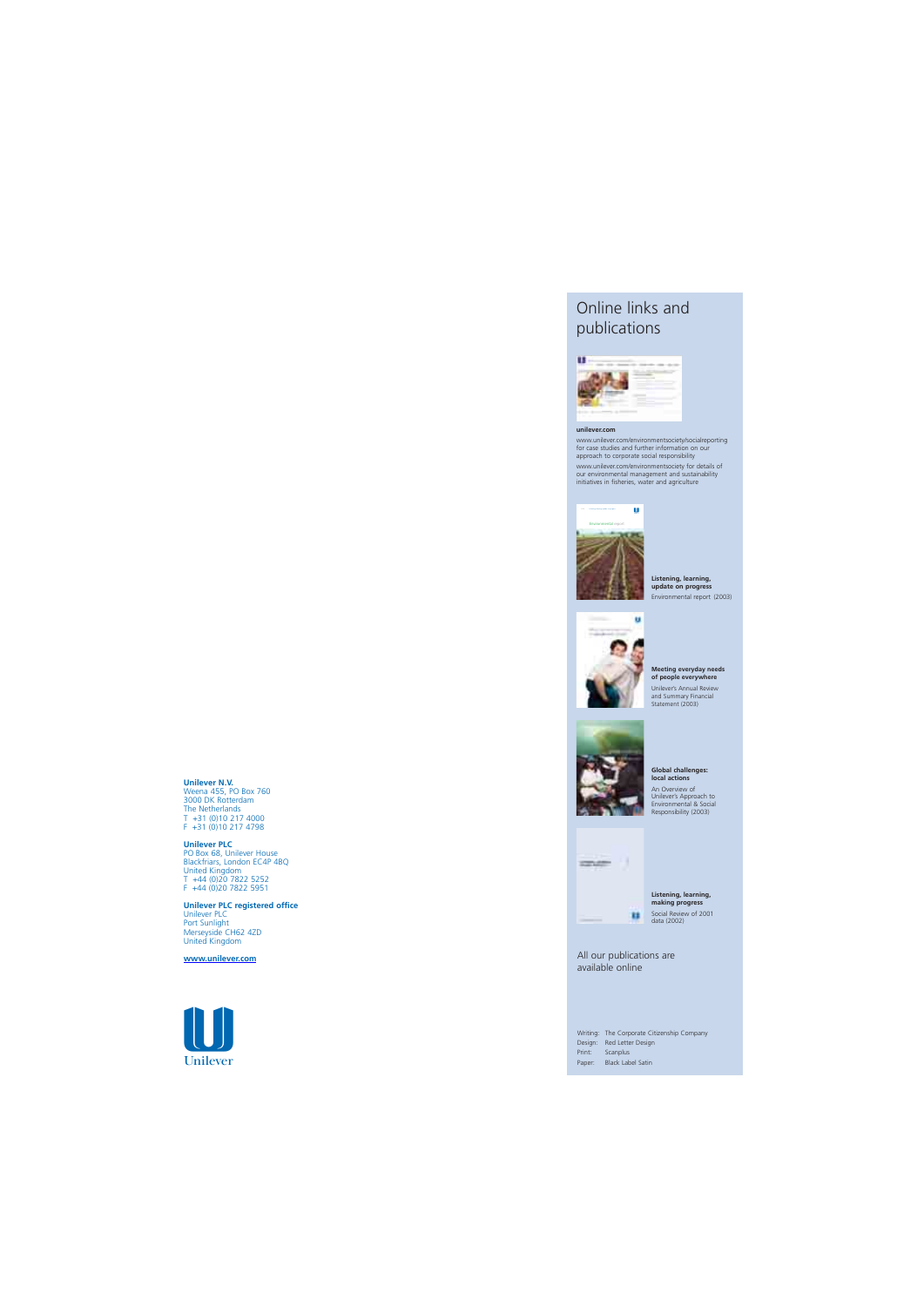## Online links and publications

**unilever.com**

www.unilever.com/environmentsociety/socialreporting for case studies and further information on our approach to corporate social responsibility

www.unilever.com/environmentsociety for details of our environmental management and sustainability initiatives in fisheries, water and agriculture

**Listening, learning, update on progress**
Environmental report (2003)

**Meeting everyday needs of people everywhere**
Unilever's Annual Review and Summary Financial Statement (2003)

**Global challenges: local actions**
An Overview of Unilever's Approach to Environmental & Social Responsibility (2003)

**Listening, learning, making progress**
Social Review of 2001 data (2002)

All our publications are available online

Writing: The Corporate Citizenship Company
Design: Red Letter Design
Print: Scanplus
Paper: Black Label Satin

**Unilever N.V.**
Weena 455, PO Box 760
3000 DK Rotterdam
The Netherlands
T +31 (0)10 217 4000
F +31 (0)10 217 4798

**Unilever PLC**
PO Box 68, Unilever House
Blackfriars, London EC4P 4BQ
United Kingdom
T +44 (0)20 7822 5252
F +44 (0)20 7822 5951

**Unilever PLC registered office**
Unilever PLC
Port Sunlight
Merseyside CH62 4ZD
United Kingdom

www.unilever.com

Unilever